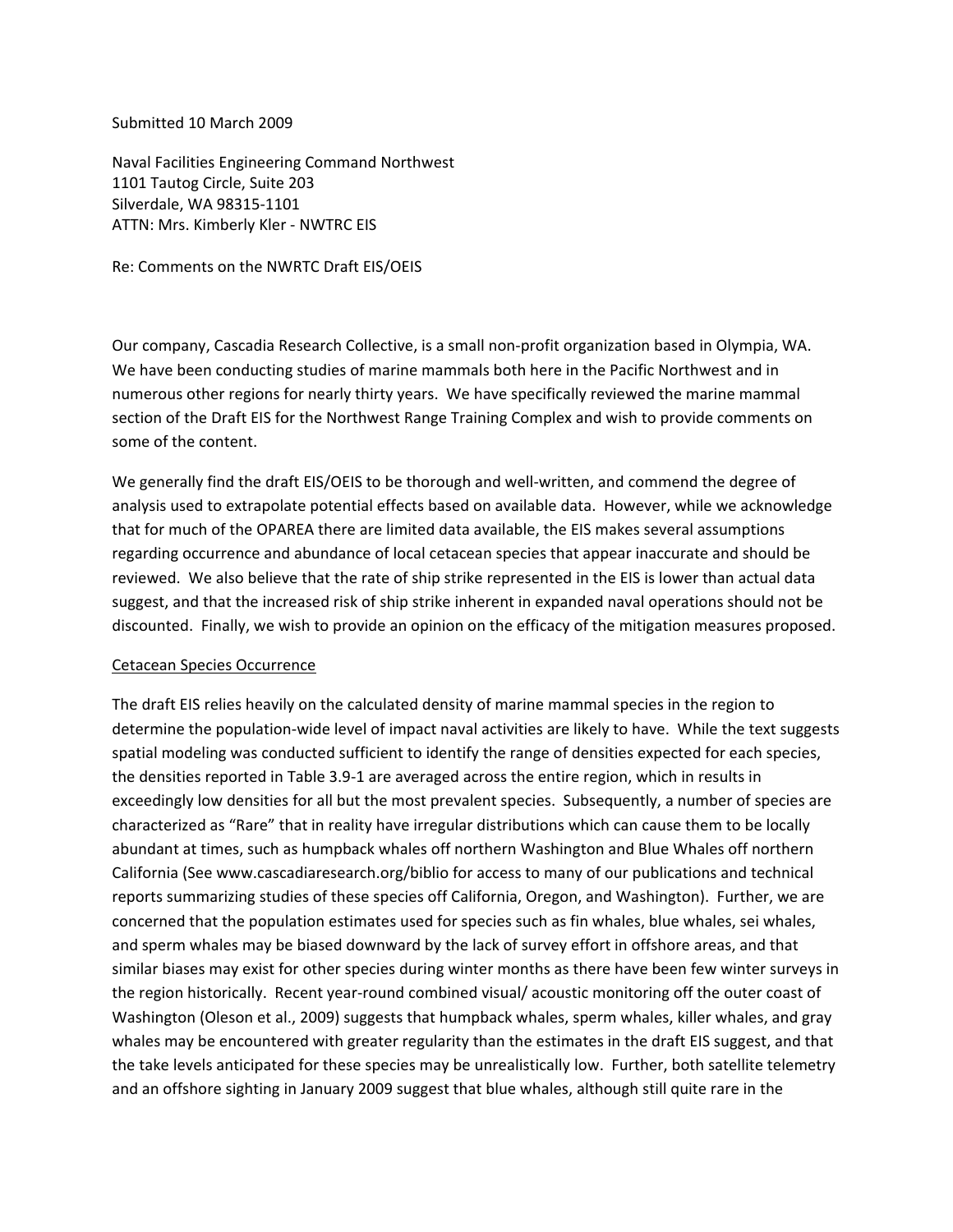Submitted 10 March 2009

Naval Facilities Engineering Command Northwest
1101 Tautog Circle, Suite 203
Silverdale, WA 98315-1101
ATTN: Mrs. Kimberly Kler - NWTRC EIS

Re: Comments on the NWRTC Draft EIS/OEIS

Our company, Cascadia Research Collective, is a small non-profit organization based in Olympia, WA. We have been conducting studies of marine mammals both here in the Pacific Northwest and in numerous other regions for nearly thirty years. We have specifically reviewed the marine mammal section of the Draft EIS for the Northwest Range Training Complex and wish to provide comments on some of the content.

We generally find the draft EIS/OEIS to be thorough and well-written, and commend the degree of analysis used to extrapolate potential effects based on available data. However, while we acknowledge that for much of the OPAREA there are limited data available, the EIS makes several assumptions regarding occurrence and abundance of local cetacean species that appear inaccurate and should be reviewed. We also believe that the rate of ship strike represented in the EIS is lower than actual data suggest, and that the increased risk of ship strike inherent in expanded naval operations should not be discounted. Finally, we wish to provide an opinion on the efficacy of the mitigation measures proposed.

<u>Cetacean Species Occurrence</u>

The draft EIS relies heavily on the calculated density of marine mammal species in the region to determine the population-wide level of impact naval activities are likely to have. While the text suggests spatial modeling was conducted sufficient to identify the range of densities expected for each species, the densities reported in Table 3.9-1 are averaged across the entire region, which in results in exceedingly low densities for all but the most prevalent species. Subsequently, a number of species are characterized as "Rare" that in reality have irregular distributions which can cause them to be locally abundant at times, such as humpback whales off northern Washington and Blue Whales off northern California (See www.cascadiaresearch.org/biblio for access to many of our publications and technical reports summarizing studies of these species off California, Oregon, and Washington). Further, we are concerned that the population estimates used for species such as fin whales, blue whales, sei whales, and sperm whales may be biased downward by the lack of survey effort in offshore areas, and that similar biases may exist for other species during winter months as there have been few winter surveys in the region historically. Recent year-round combined visual/ acoustic monitoring off the outer coast of Washington (Oleson et al., 2009) suggests that humpback whales, sperm whales, killer whales, and gray whales may be encountered with greater regularity than the estimates in the draft EIS suggest, and that the take levels anticipated for these species may be unrealistically low. Further, both satellite telemetry and an offshore sighting in January 2009 suggest that blue whales, although still quite rare in the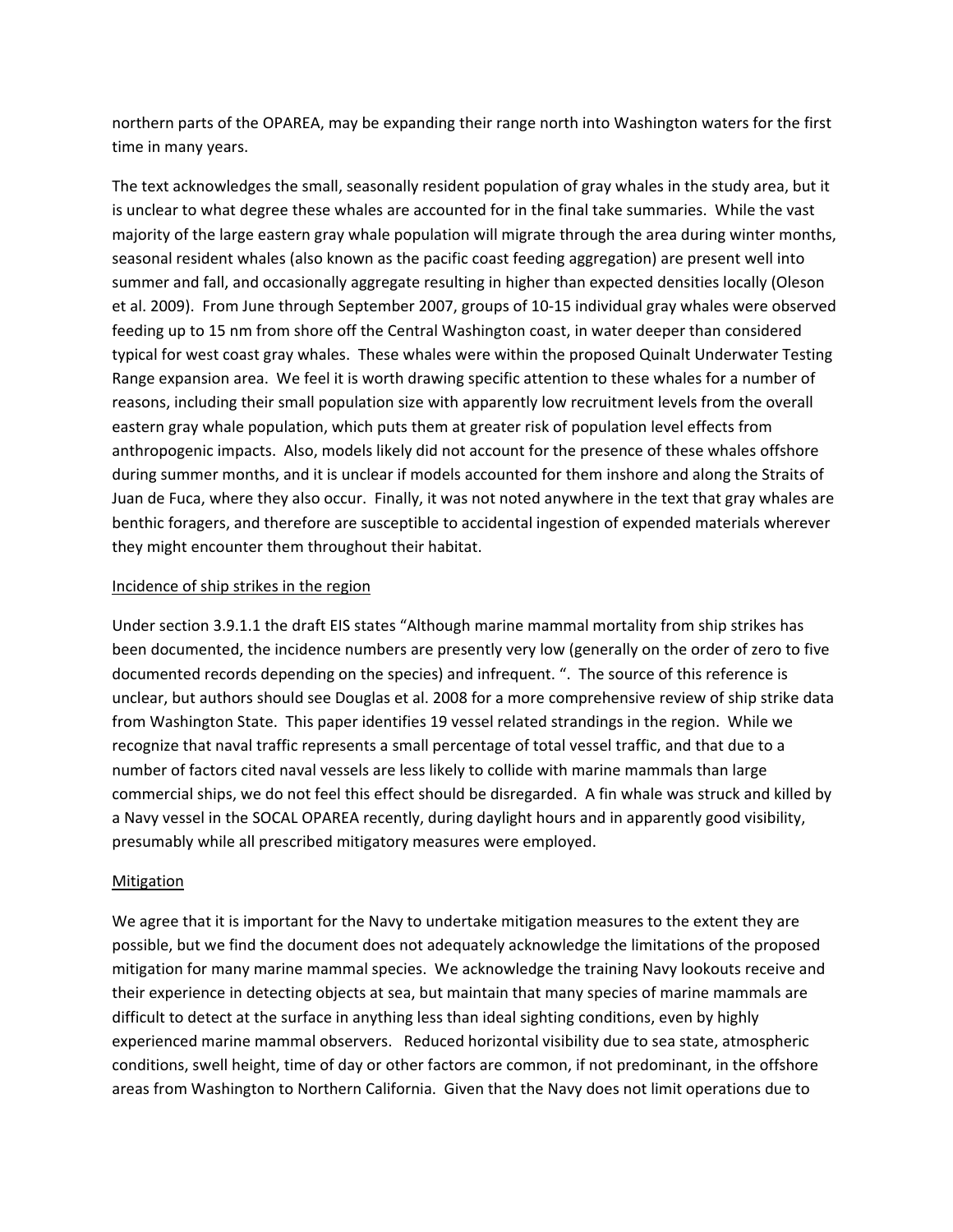northern parts of the OPAREA, may be expanding their range north into Washington waters for the first time in many years.

The text acknowledges the small, seasonally resident population of gray whales in the study area, but it is unclear to what degree these whales are accounted for in the final take summaries. While the vast majority of the large eastern gray whale population will migrate through the area during winter months, seasonal resident whales (also known as the pacific coast feeding aggregation) are present well into summer and fall, and occasionally aggregate resulting in higher than expected densities locally (Oleson et al. 2009). From June through September 2007, groups of 10-15 individual gray whales were observed feeding up to 15 nm from shore off the Central Washington coast, in water deeper than considered typical for west coast gray whales. These whales were within the proposed Quinalt Underwater Testing Range expansion area. We feel it is worth drawing specific attention to these whales for a number of reasons, including their small population size with apparently low recruitment levels from the overall eastern gray whale population, which puts them at greater risk of population level effects from anthropogenic impacts. Also, models likely did not account for the presence of these whales offshore during summer months, and it is unclear if models accounted for them inshore and along the Straits of Juan de Fuca, where they also occur. Finally, it was not noted anywhere in the text that gray whales are benthic foragers, and therefore are susceptible to accidental ingestion of expended materials wherever they might encounter them throughout their habitat.

<u>Incidence of ship strikes in the region</u>

Under section 3.9.1.1 the draft EIS states "Although marine mammal mortality from ship strikes has been documented, the incidence numbers are presently very low (generally on the order of zero to five documented records depending on the species) and infrequent. ". The source of this reference is unclear, but authors should see Douglas et al. 2008 for a more comprehensive review of ship strike data from Washington State. This paper identifies 19 vessel related strandings in the region. While we recognize that naval traffic represents a small percentage of total vessel traffic, and that due to a number of factors cited naval vessels are less likely to collide with marine mammals than large commercial ships, we do not feel this effect should be disregarded. A fin whale was struck and killed by a Navy vessel in the SOCAL OPAREA recently, during daylight hours and in apparently good visibility, presumably while all prescribed mitigatory measures were employed.

<u>Mitigation</u>

We agree that it is important for the Navy to undertake mitigation measures to the extent they are possible, but we find the document does not adequately acknowledge the limitations of the proposed mitigation for many marine mammal species. We acknowledge the training Navy lookouts receive and their experience in detecting objects at sea, but maintain that many species of marine mammals are difficult to detect at the surface in anything less than ideal sighting conditions, even by highly experienced marine mammal observers. Reduced horizontal visibility due to sea state, atmospheric conditions, swell height, time of day or other factors are common, if not predominant, in the offshore areas from Washington to Northern California. Given that the Navy does not limit operations due to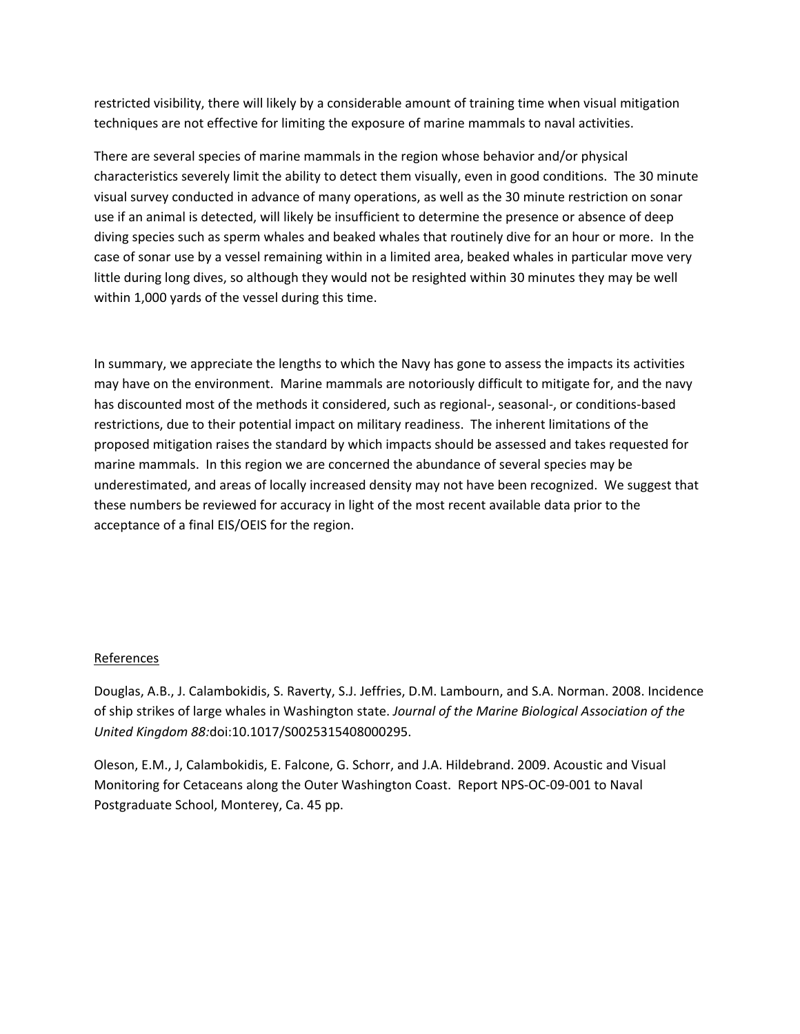restricted visibility, there will likely by a considerable amount of training time when visual mitigation techniques are not effective for limiting the exposure of marine mammals to naval activities.

There are several species of marine mammals in the region whose behavior and/or physical characteristics severely limit the ability to detect them visually, even in good conditions. The 30 minute visual survey conducted in advance of many operations, as well as the 30 minute restriction on sonar use if an animal is detected, will likely be insufficient to determine the presence or absence of deep diving species such as sperm whales and beaked whales that routinely dive for an hour or more. In the case of sonar use by a vessel remaining within in a limited area, beaked whales in particular move very little during long dives, so although they would not be resighted within 30 minutes they may be well within 1,000 yards of the vessel during this time.

In summary, we appreciate the lengths to which the Navy has gone to assess the impacts its activities may have on the environment. Marine mammals are notoriously difficult to mitigate for, and the navy has discounted most of the methods it considered, such as regional-, seasonal-, or conditions-based restrictions, due to their potential impact on military readiness. The inherent limitations of the proposed mitigation raises the standard by which impacts should be assessed and takes requested for marine mammals. In this region we are concerned the abundance of several species may be underestimated, and areas of locally increased density may not have been recognized. We suggest that these numbers be reviewed for accuracy in light of the most recent available data prior to the acceptance of a final EIS/OEIS for the region.

<u>References</u>

Douglas, A.B., J. Calambokidis, S. Raverty, S.J. Jeffries, D.M. Lambourn, and S.A. Norman. 2008. Incidence of ship strikes of large whales in Washington state. *Journal of the Marine Biological Association of the United Kingdom 88:*doi:10.1017/S0025315408000295.

Oleson, E.M., J, Calambokidis, E. Falcone, G. Schorr, and J.A. Hildebrand. 2009. Acoustic and Visual Monitoring for Cetaceans along the Outer Washington Coast. Report NPS-OC-09-001 to Naval Postgraduate School, Monterey, Ca. 45 pp.